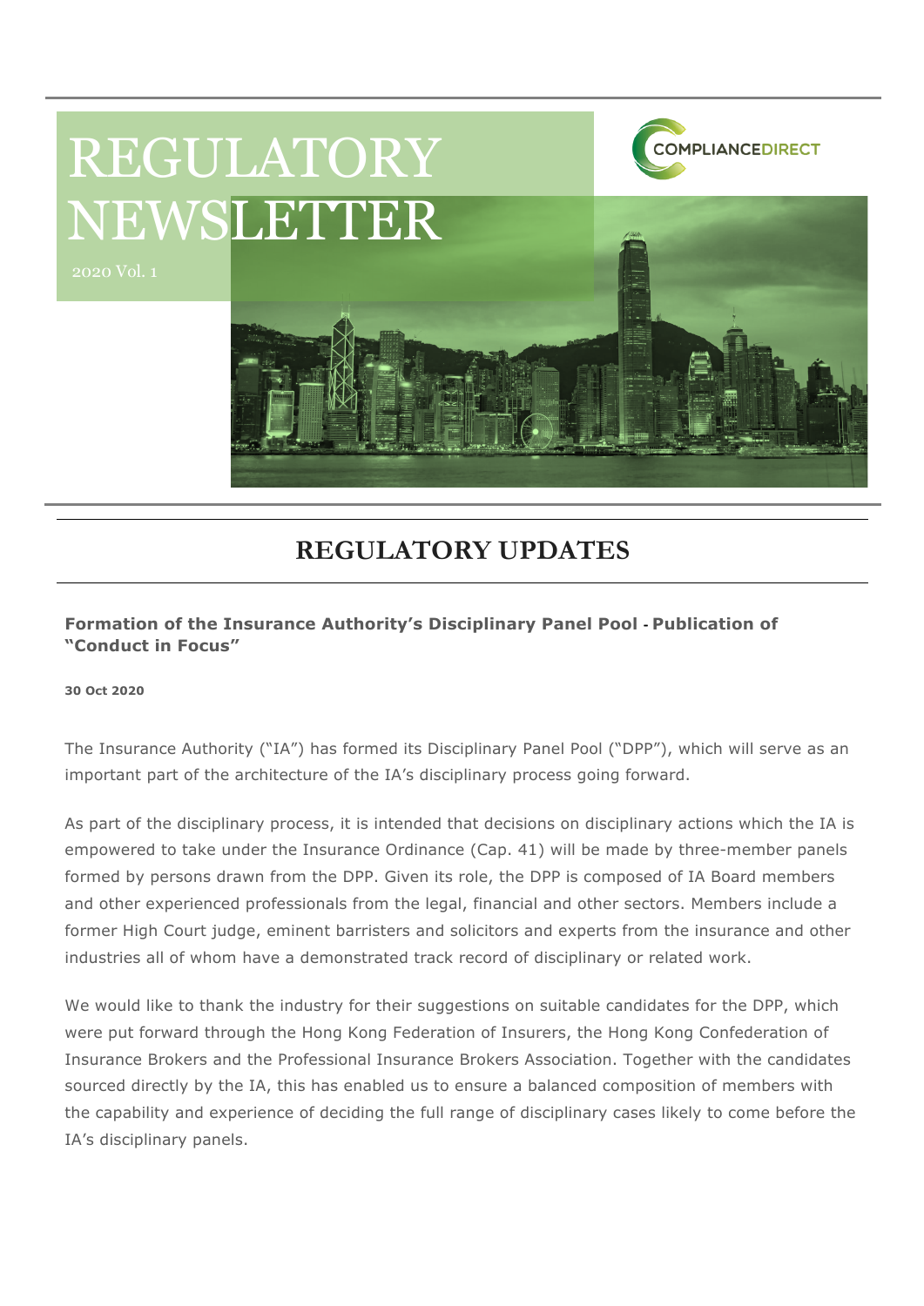# REGULATORY NEWSLETTER

2020 Vol. 1

COMPLIANCEDIRECT

## REGULATORY UPDATES

### Formation of the Insurance Authority's Disciplinary Panel Pool - Publication of "Conduct in Focus"

**30 Oct 2020**

The Insurance Authority ("IA") has formed its Disciplinary Panel Pool ("DPP"), which will serve as an important part of the architecture of the IA's disciplinary process going forward.

As part of the disciplinary process, it is intended that decisions on disciplinary actions which the IA is empowered to take under the Insurance Ordinance (Cap. 41) will be made by three-member panels formed by persons drawn from the DPP. Given its role, the DPP is composed of IA Board members and other experienced professionals from the legal, financial and other sectors. Members include a former High Court judge, eminent barristers and solicitors and experts from the insurance and other industries all of whom have a demonstrated track record of disciplinary or related work.

We would like to thank the industry for their suggestions on suitable candidates for the DPP, which were put forward through the Hong Kong Federation of Insurers, the Hong Kong Confederation of Insurance Brokers and the Professional Insurance Brokers Association. Together with the candidates sourced directly by the IA, this has enabled us to ensure a balanced composition of members with the capability and experience of deciding the full range of disciplinary cases likely to come before the IA's disciplinary panels.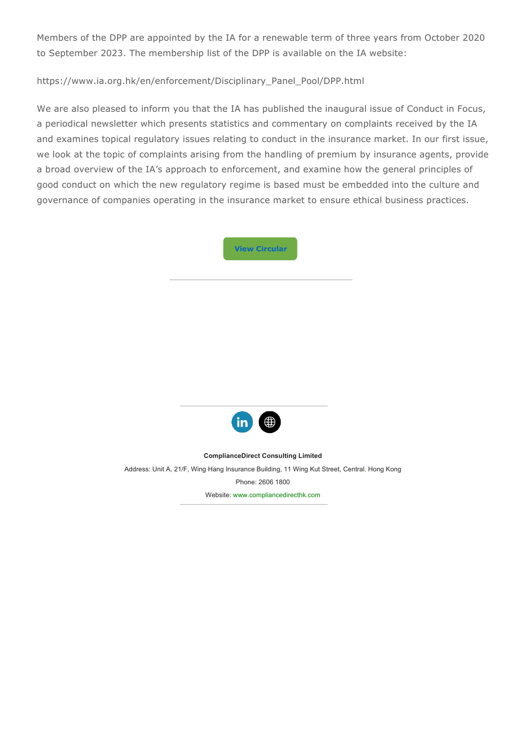Members of the DPP are appointed by the IA for a renewable term of three years from October 2020 to September 2023. The membership list of the DPP is available on the IA website:

https://www.ia.org.hk/en/enforcement/Disciplinary_Panel_Pool/DPP.html

We are also pleased to inform you that the IA has published the inaugural issue of Conduct in Focus, a periodical newsletter which presents statistics and commentary on complaints received by the IA and examines topical regulatory issues relating to conduct in the insurance market. In our first issue, we look at the topic of complaints arising from the handling of premium by insurance agents, provide a broad overview of the IA's approach to enforcement, and examine how the general principles of good conduct on which the new regulatory regime is based must be embedded into the culture and governance of companies operating in the insurance market to ensure ethical business practices.

**View Circular**

---

**ComplianceDirect Consulting Limited**

Address: Unit A, 21/F, Wing Hang Insurance Building, 11 Wing Kut Street, Central, Hong Kong

Phone: 2606 1800

Website: www.compliancedirecthk.com